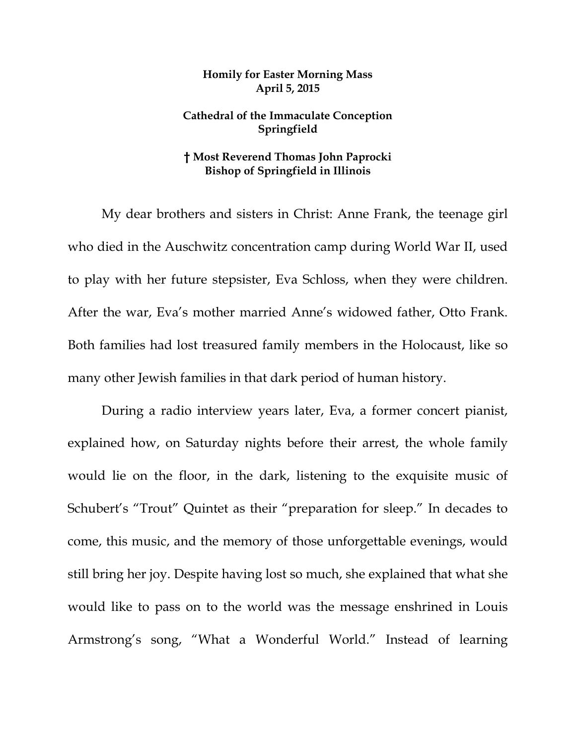**Homily for Easter Morning Mass**
**April 5, 2015**

**Cathedral of the Immaculate Conception**
**Springfield**

**† Most Reverend Thomas John Paprocki**
**Bishop of Springfield in Illinois**

My dear brothers and sisters in Christ: Anne Frank, the teenage girl who died in the Auschwitz concentration camp during World War II, used to play with her future stepsister, Eva Schloss, when they were children. After the war, Eva's mother married Anne's widowed father, Otto Frank. Both families had lost treasured family members in the Holocaust, like so many other Jewish families in that dark period of human history.

During a radio interview years later, Eva, a former concert pianist, explained how, on Saturday nights before their arrest, the whole family would lie on the floor, in the dark, listening to the exquisite music of Schubert's "Trout" Quintet as their "preparation for sleep." In decades to come, this music, and the memory of those unforgettable evenings, would still bring her joy. Despite having lost so much, she explained that what she would like to pass on to the world was the message enshrined in Louis Armstrong's song, "What a Wonderful World." Instead of learning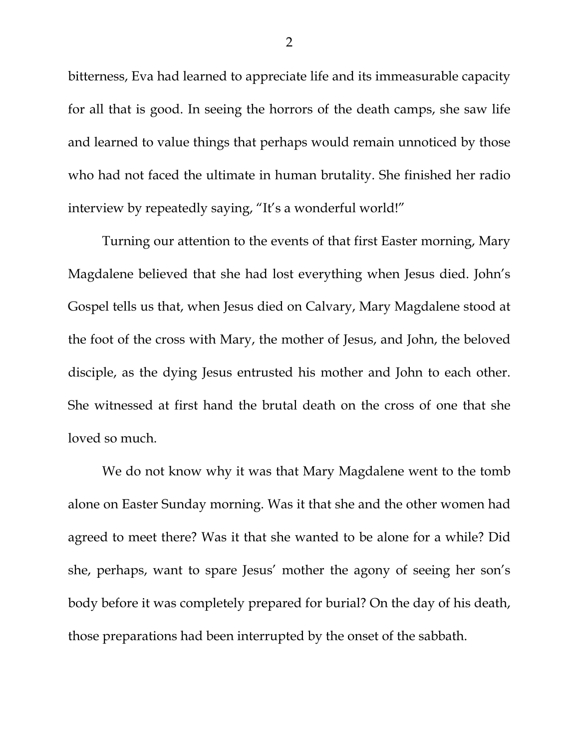bitterness, Eva had learned to appreciate life and its immeasurable capacity for all that is good. In seeing the horrors of the death camps, she saw life and learned to value things that perhaps would remain unnoticed by those who had not faced the ultimate in human brutality. She finished her radio interview by repeatedly saying, "It's a wonderful world!"

Turning our attention to the events of that first Easter morning, Mary Magdalene believed that she had lost everything when Jesus died. John's Gospel tells us that, when Jesus died on Calvary, Mary Magdalene stood at the foot of the cross with Mary, the mother of Jesus, and John, the beloved disciple, as the dying Jesus entrusted his mother and John to each other. She witnessed at first hand the brutal death on the cross of one that she loved so much.

We do not know why it was that Mary Magdalene went to the tomb alone on Easter Sunday morning. Was it that she and the other women had agreed to meet there? Was it that she wanted to be alone for a while? Did she, perhaps, want to spare Jesus' mother the agony of seeing her son's body before it was completely prepared for burial? On the day of his death, those preparations had been interrupted by the onset of the sabbath.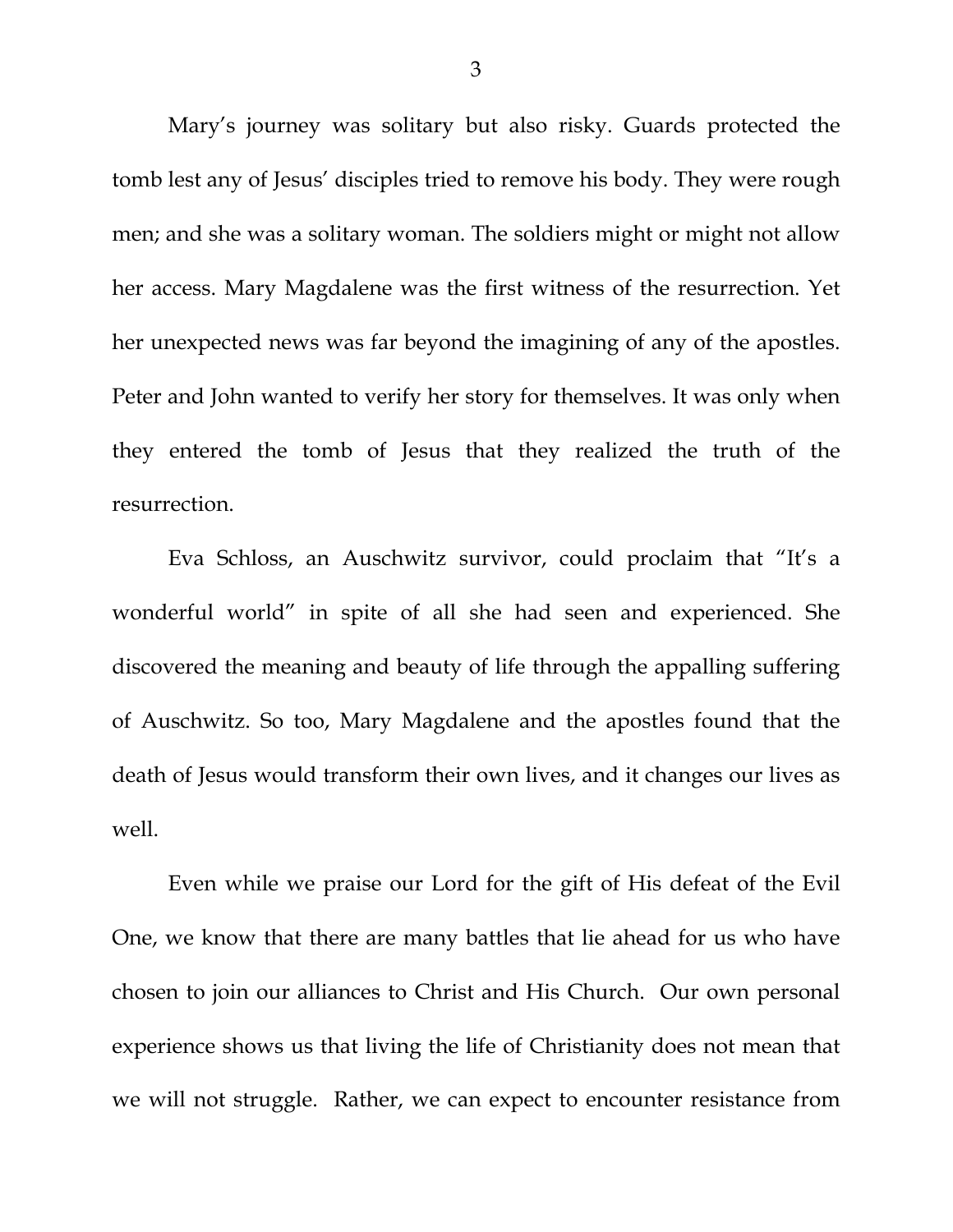Mary's journey was solitary but also risky. Guards protected the tomb lest any of Jesus' disciples tried to remove his body. They were rough men; and she was a solitary woman. The soldiers might or might not allow her access. Mary Magdalene was the first witness of the resurrection. Yet her unexpected news was far beyond the imagining of any of the apostles. Peter and John wanted to verify her story for themselves. It was only when they entered the tomb of Jesus that they realized the truth of the resurrection.

Eva Schloss, an Auschwitz survivor, could proclaim that "It's a wonderful world" in spite of all she had seen and experienced. She discovered the meaning and beauty of life through the appalling suffering of Auschwitz. So too, Mary Magdalene and the apostles found that the death of Jesus would transform their own lives, and it changes our lives as well.

Even while we praise our Lord for the gift of His defeat of the Evil One, we know that there are many battles that lie ahead for us who have chosen to join our alliances to Christ and His Church. Our own personal experience shows us that living the life of Christianity does not mean that we will not struggle. Rather, we can expect to encounter resistance from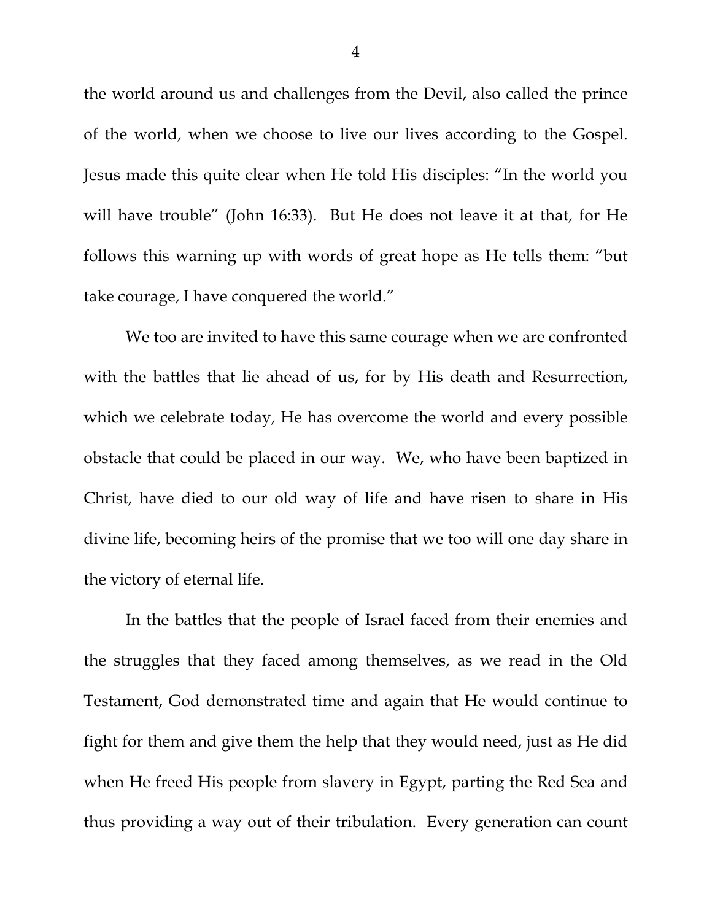the world around us and challenges from the Devil, also called the prince of the world, when we choose to live our lives according to the Gospel. Jesus made this quite clear when He told His disciples: "In the world you will have trouble" (John 16:33). But He does not leave it at that, for He follows this warning up with words of great hope as He tells them: "but take courage, I have conquered the world."

We too are invited to have this same courage when we are confronted with the battles that lie ahead of us, for by His death and Resurrection, which we celebrate today, He has overcome the world and every possible obstacle that could be placed in our way. We, who have been baptized in Christ, have died to our old way of life and have risen to share in His divine life, becoming heirs of the promise that we too will one day share in the victory of eternal life.

In the battles that the people of Israel faced from their enemies and the struggles that they faced among themselves, as we read in the Old Testament, God demonstrated time and again that He would continue to fight for them and give them the help that they would need, just as He did when He freed His people from slavery in Egypt, parting the Red Sea and thus providing a way out of their tribulation. Every generation can count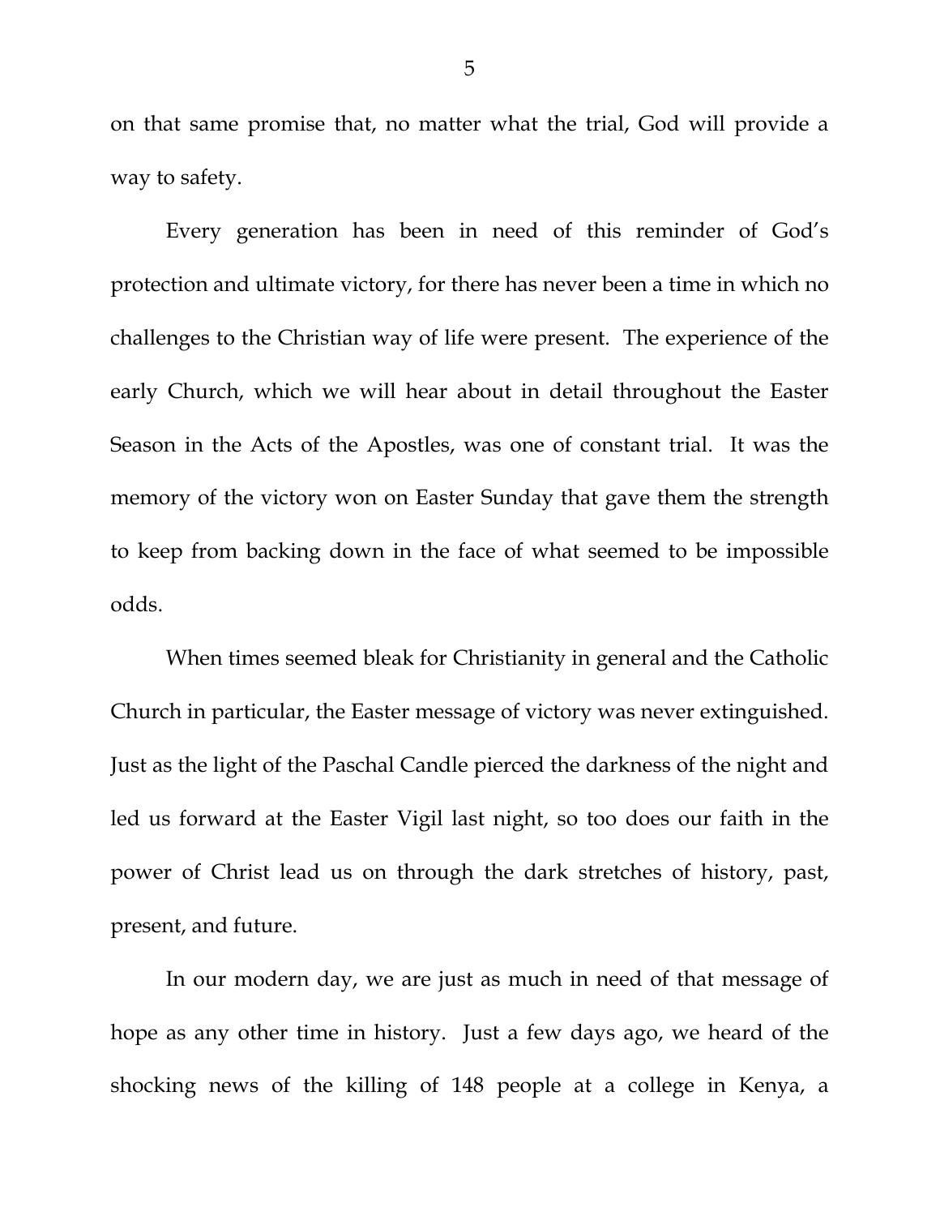on that same promise that, no matter what the trial, God will provide a way to safety.

Every generation has been in need of this reminder of God's protection and ultimate victory, for there has never been a time in which no challenges to the Christian way of life were present. The experience of the early Church, which we will hear about in detail throughout the Easter Season in the Acts of the Apostles, was one of constant trial. It was the memory of the victory won on Easter Sunday that gave them the strength to keep from backing down in the face of what seemed to be impossible odds.

When times seemed bleak for Christianity in general and the Catholic Church in particular, the Easter message of victory was never extinguished. Just as the light of the Paschal Candle pierced the darkness of the night and led us forward at the Easter Vigil last night, so too does our faith in the power of Christ lead us on through the dark stretches of history, past, present, and future.

In our modern day, we are just as much in need of that message of hope as any other time in history. Just a few days ago, we heard of the shocking news of the killing of 148 people at a college in Kenya, a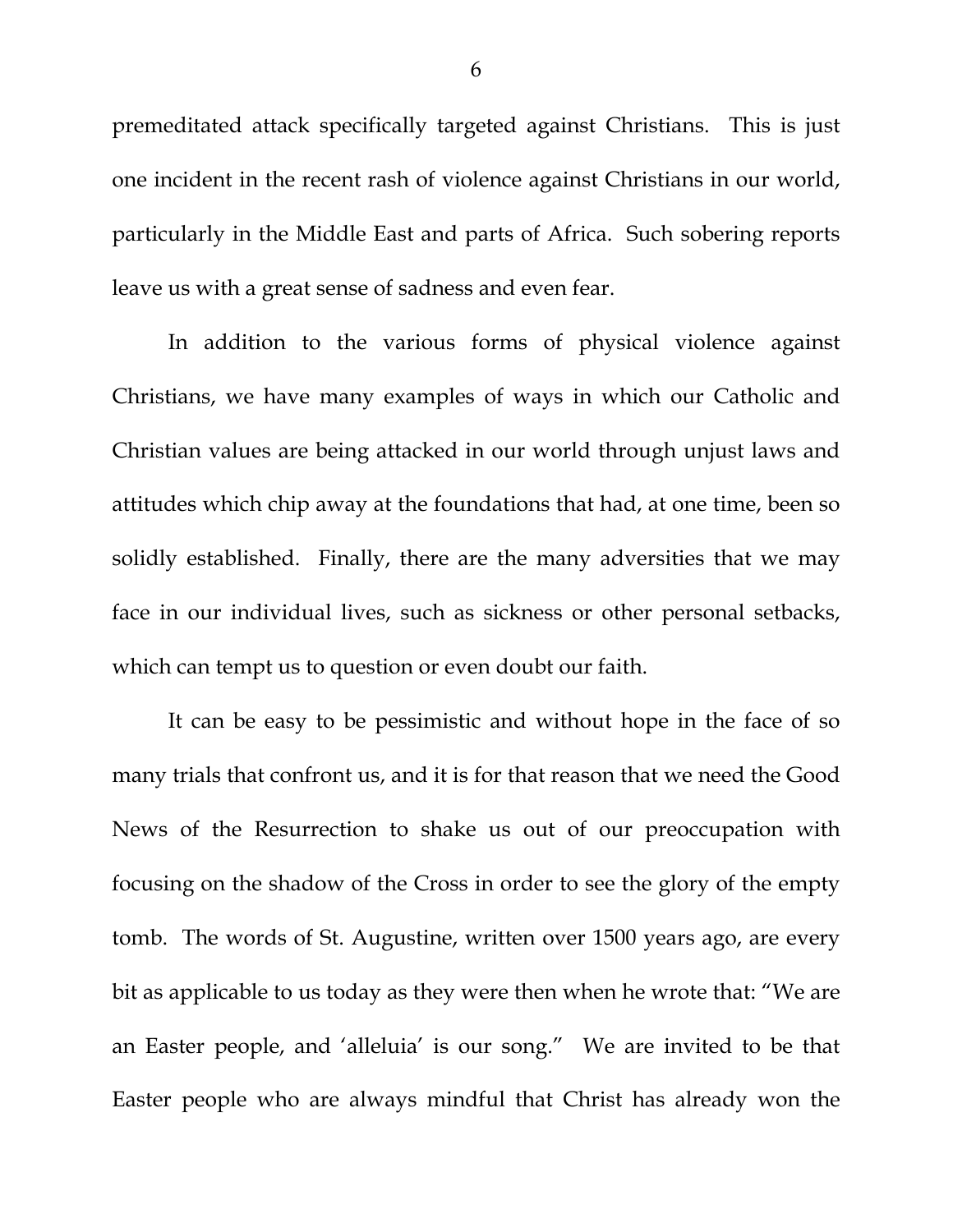premeditated attack specifically targeted against Christians. This is just one incident in the recent rash of violence against Christians in our world, particularly in the Middle East and parts of Africa. Such sobering reports leave us with a great sense of sadness and even fear.

In addition to the various forms of physical violence against Christians, we have many examples of ways in which our Catholic and Christian values are being attacked in our world through unjust laws and attitudes which chip away at the foundations that had, at one time, been so solidly established. Finally, there are the many adversities that we may face in our individual lives, such as sickness or other personal setbacks, which can tempt us to question or even doubt our faith.

It can be easy to be pessimistic and without hope in the face of so many trials that confront us, and it is for that reason that we need the Good News of the Resurrection to shake us out of our preoccupation with focusing on the shadow of the Cross in order to see the glory of the empty tomb. The words of St. Augustine, written over 1500 years ago, are every bit as applicable to us today as they were then when he wrote that: "We are an Easter people, and 'alleluia' is our song." We are invited to be that Easter people who are always mindful that Christ has already won the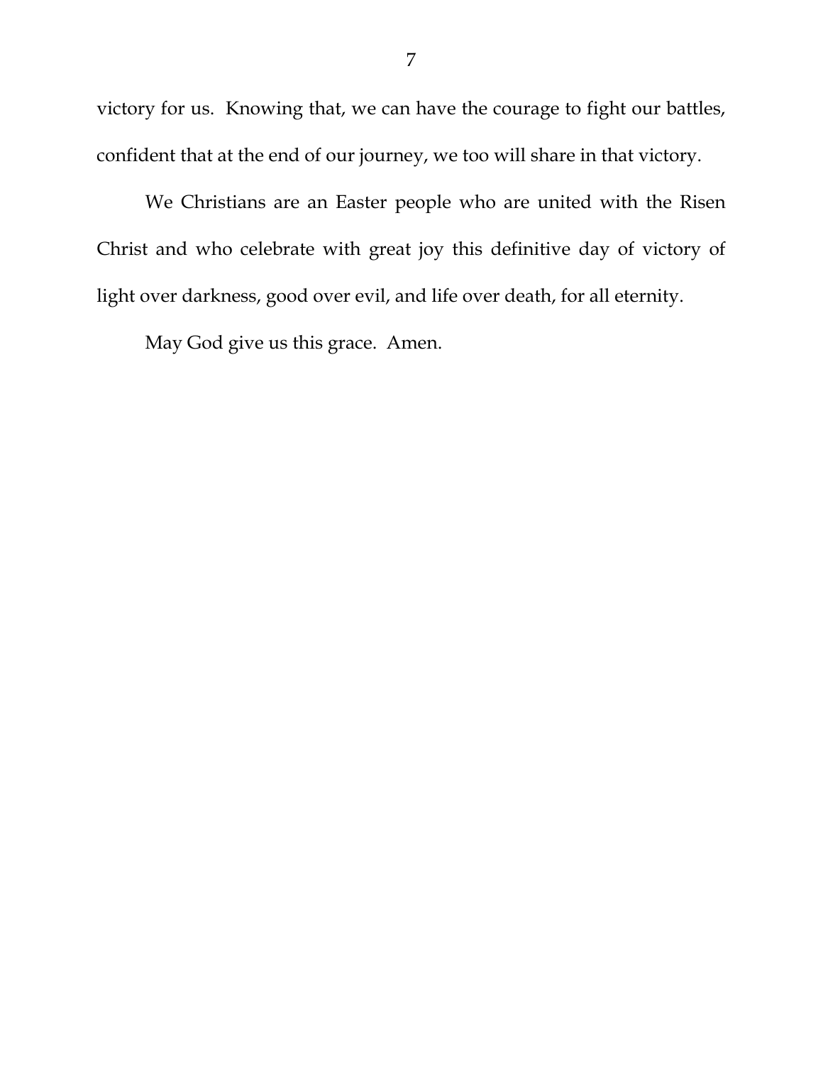victory for us. Knowing that, we can have the courage to fight our battles, confident that at the end of our journey, we too will share in that victory.

We Christians are an Easter people who are united with the Risen Christ and who celebrate with great joy this definitive day of victory of light over darkness, good over evil, and life over death, for all eternity.

May God give us this grace. Amen.